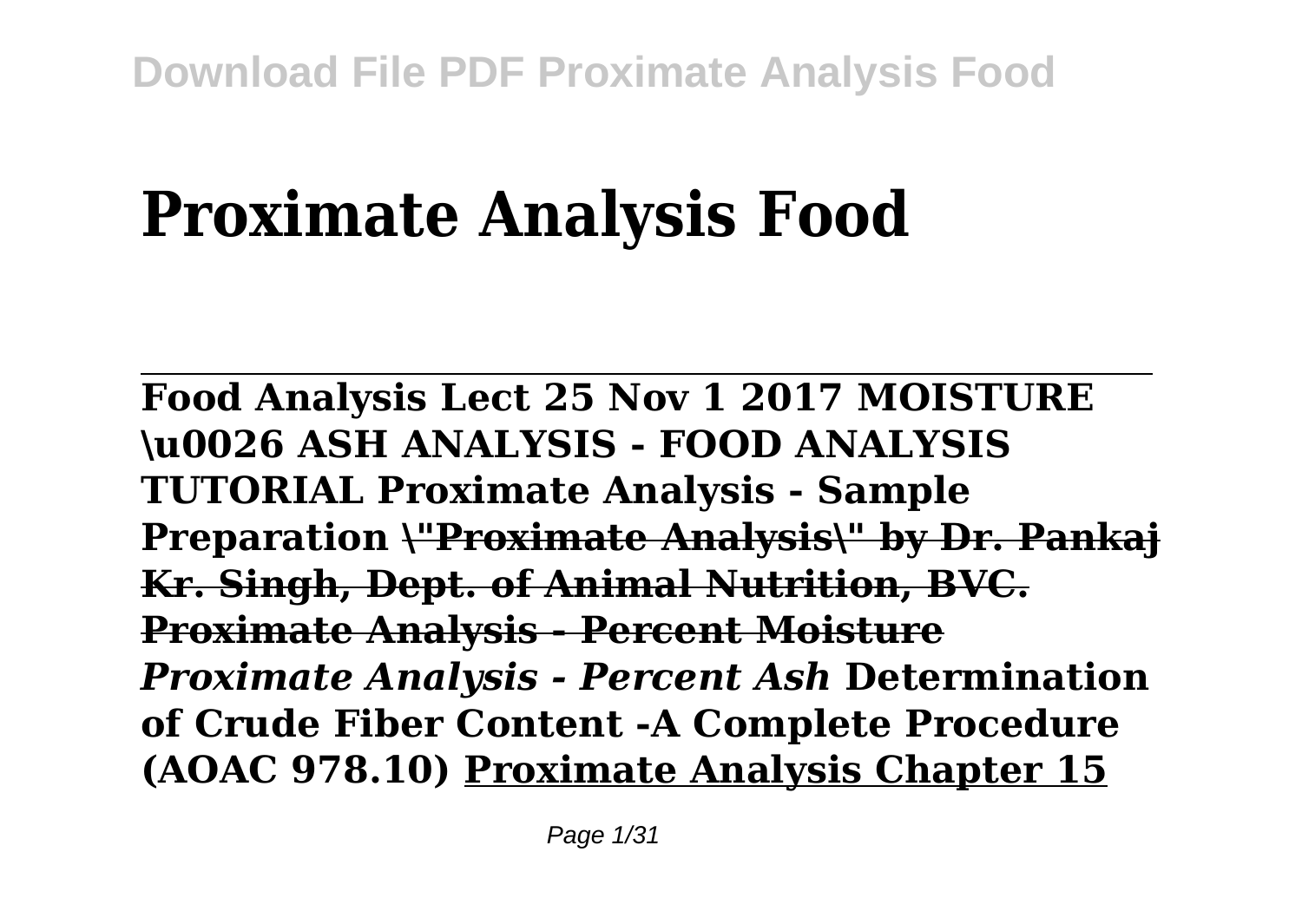# Proximate Analysis Food

**Food Analysis Lect 25 Nov 1 2017 MOISTURE \u0026 ASH ANALYSIS - FOOD ANALYSIS TUTORIAL Proximate Analysis - Sample Preparation <u>\"Proximate Analysis\" by Dr. Pankaj Kr. Singh, Dept. of Animal Nutrition, BVC.</u> <u>Proximate Analysis - Percent Moisture</u>** ***Proximate Analysis - Percent Ash*** **Determination of Crude Fiber Content -A Complete Procedure (AOAC 978.10) <u>Proximate Analysis Chapter 15</u>**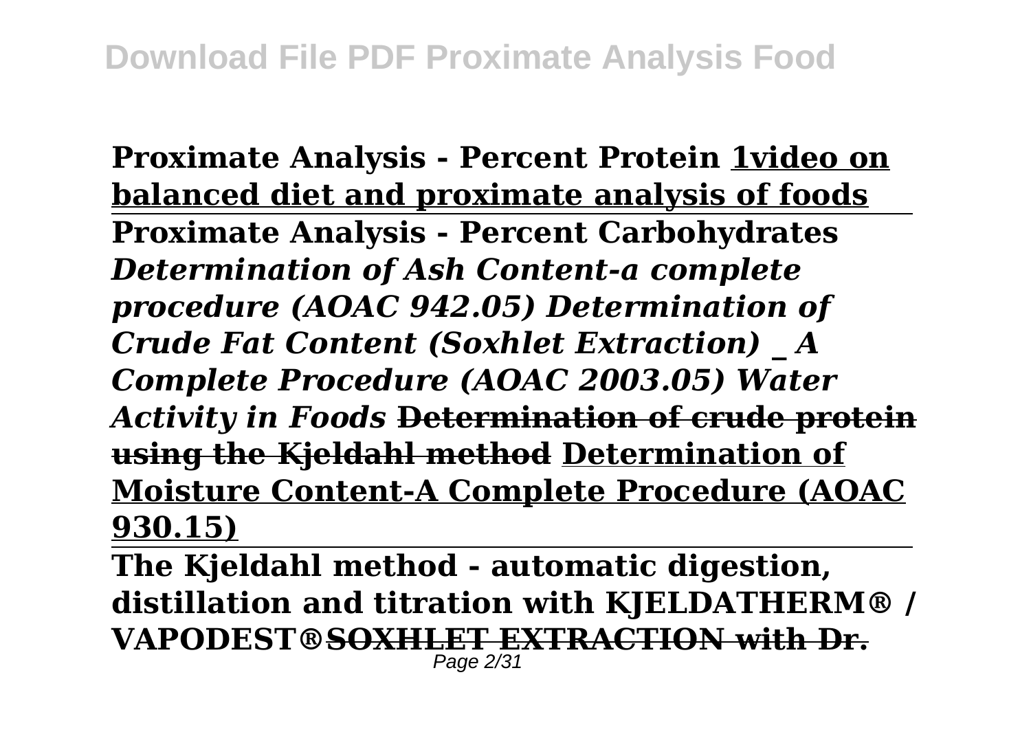**Proximate Analysis - Percent Protein** **1video on balanced diet and proximate analysis of foods**

**Proximate Analysis - Percent Carbohydrates** ***Determination of Ash Content-a complete procedure (AOAC 942.05) Determination of Crude Fat Content (Soxhlet Extraction) _ A Complete Procedure (AOAC 2003.05) Water Activity in Foods*** **~~Determination of crude protein using the Kjeldahl method~~** **Determination of Moisture Content-A Complete Procedure (AOAC 930.15)**

**The Kjeldahl method - automatic digestion, distillation and titration with KJELDATHERM® / VAPODEST®** **~~SOXHLET EXTRACTION with Dr.~~**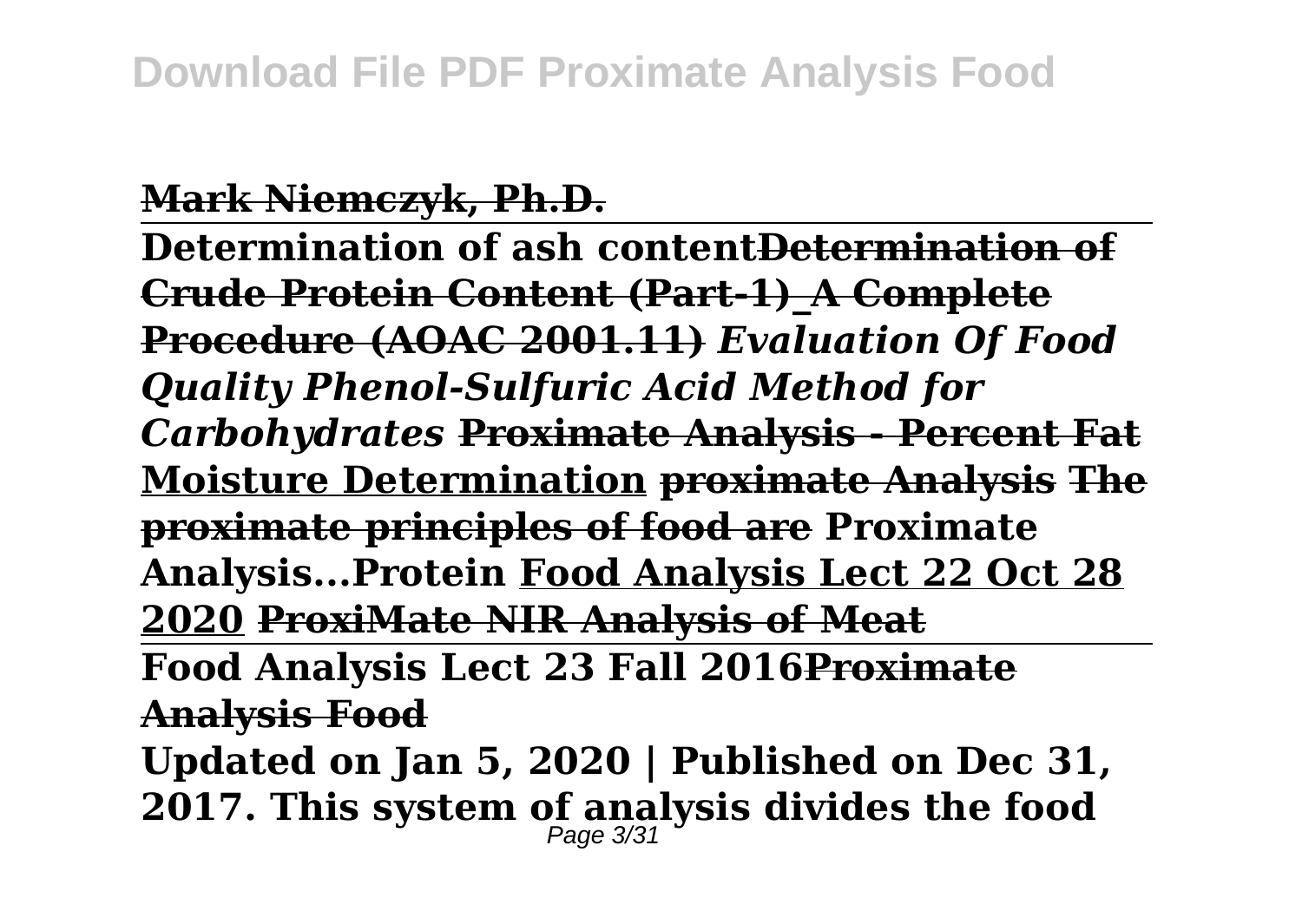**Mark Niemczyk, Ph.D.**

---

**Determination of ash content** **Determination of Crude Protein Content (Part-1)_A Complete Procedure (AOAC 2001.11)** ***Evaluation Of Food Quality Phenol-Sulfuric Acid Method for Carbohydrates*** **Proximate Analysis - Percent Fat** **Moisture Determination** **proximate Analysis** **The proximate principles of food are** **Proximate Analysis...Protein** **Food Analysis Lect 22 Oct 28 2020** **ProxiMate NIR Analysis of Meat**

---

**Food Analysis Lect 23 Fall 2016** **Proximate Analysis Food**

**Updated on Jan 5, 2020 | Published on Dec 31, 2017. This system of analysis divides the food**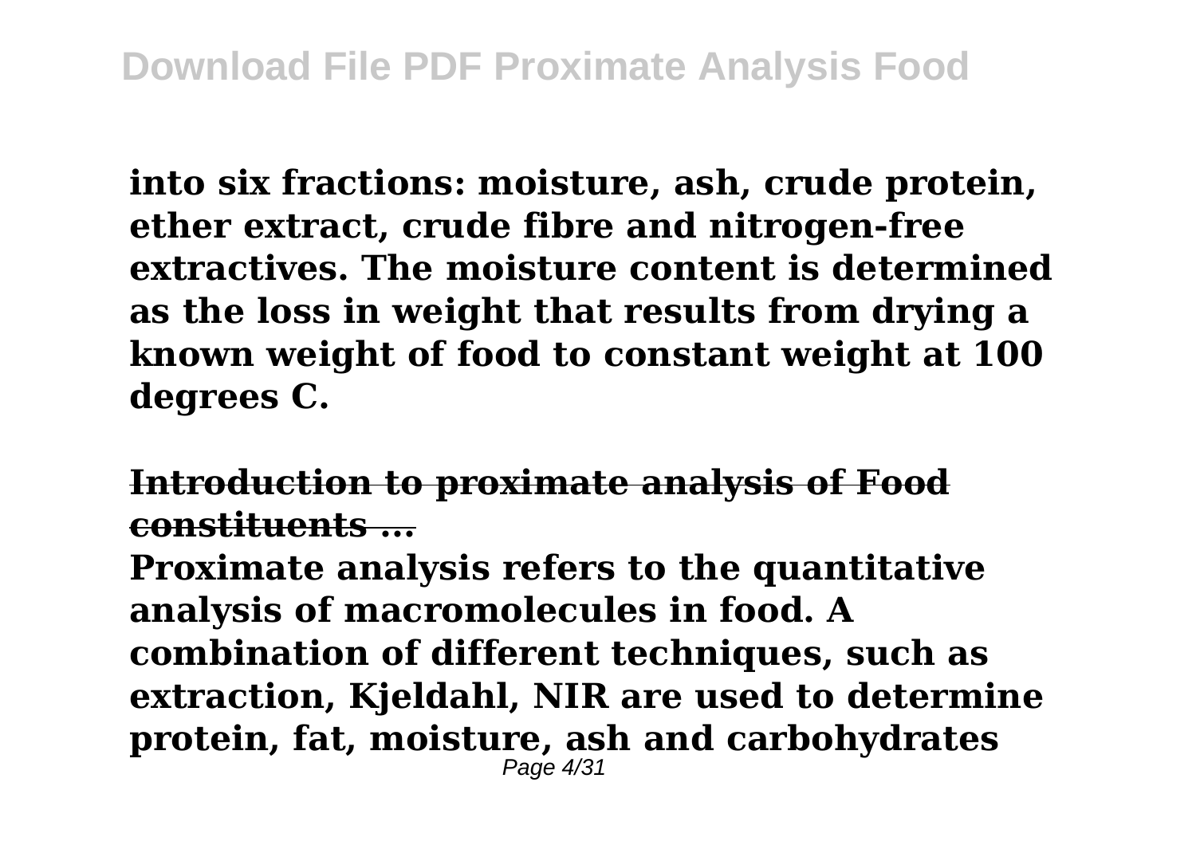**into six fractions: moisture, ash, crude protein, ether extract, crude fibre and nitrogen-free extractives. The moisture content is determined as the loss in weight that results from drying a known weight of food to constant weight at 100 degrees C.**

## Introduction to proximate analysis of Food constituents ...

**Proximate analysis refers to the quantitative analysis of macromolecules in food. A combination of different techniques, such as extraction, Kjeldahl, NIR are used to determine protein, fat, moisture, ash and carbohydrates**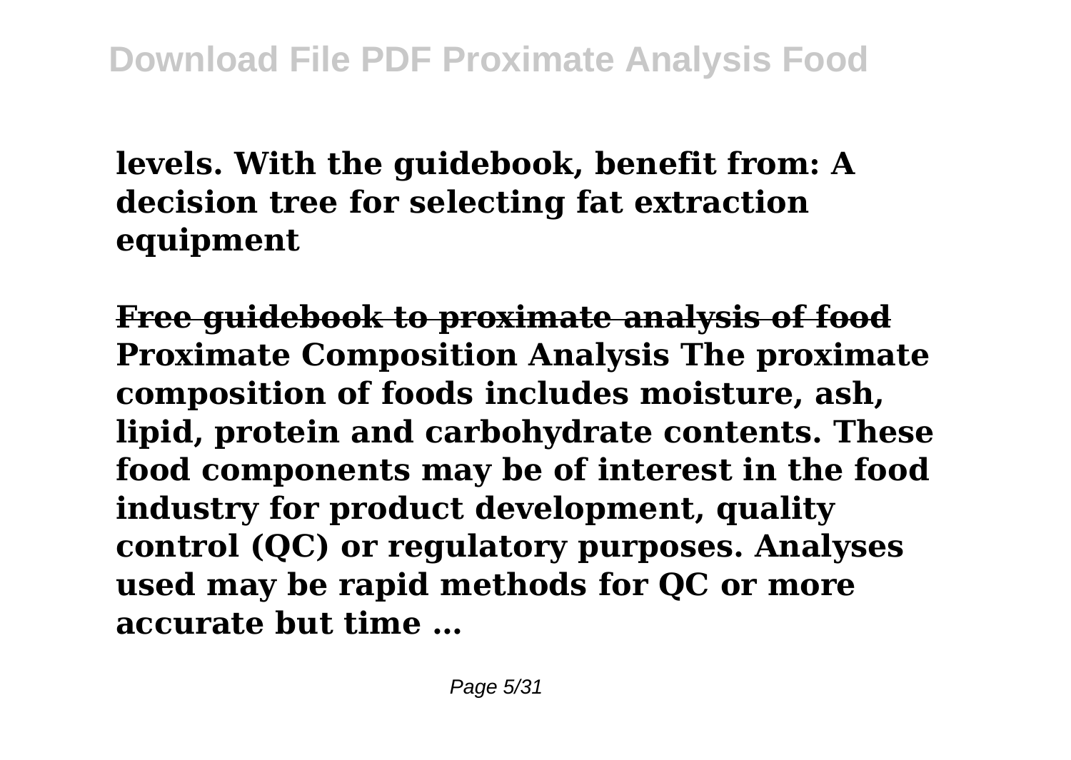**levels. With the guidebook, benefit from: A decision tree for selecting fat extraction equipment**

## Free guidebook to proximate analysis of food

**Proximate Composition Analysis The proximate composition of foods includes moisture, ash, lipid, protein and carbohydrate contents. These food components may be of interest in the food industry for product development, quality control (QC) or regulatory purposes. Analyses used may be rapid methods for QC or more accurate but time ...**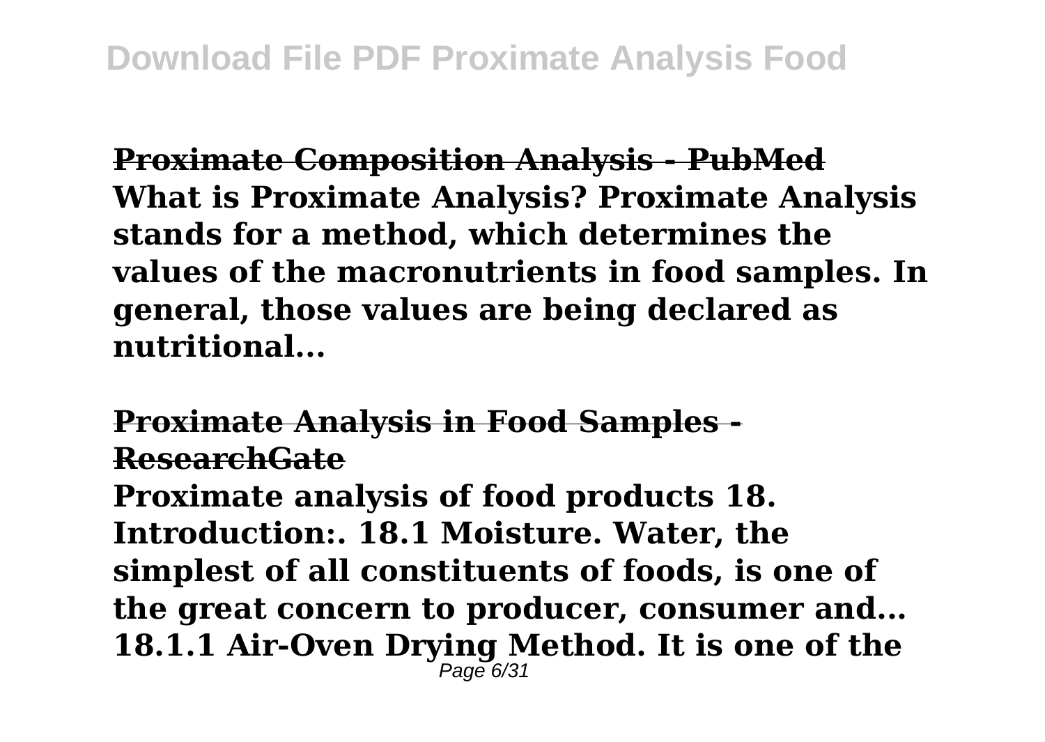**Proximate Composition Analysis - PubMed**

**What is Proximate Analysis? Proximate Analysis stands for a method, which determines the values of the macronutrients in food samples. In general, those values are being declared as nutritional...**

**Proximate Analysis in Food Samples - ResearchGate**

**Proximate analysis of food products 18. Introduction:. 18.1 Moisture. Water, the simplest of all constituents of foods, is one of the great concern to producer, consumer and... 18.1.1 Air-Oven Drying Method. It is one of the**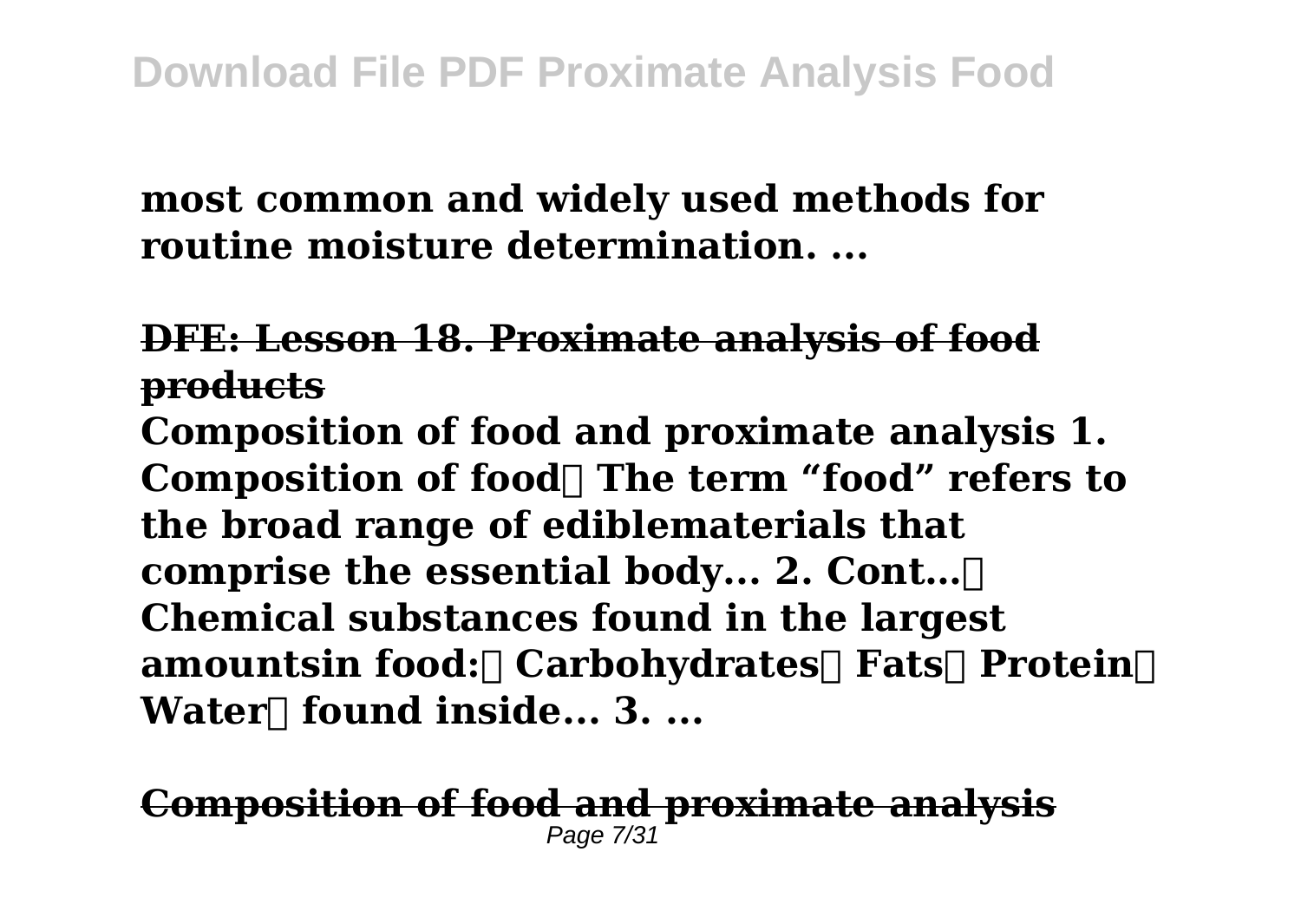**most common and widely used methods for routine moisture determination. ...**

**DFE: Lesson 18. Proximate analysis of food products**

**Composition of food and proximate analysis 1. Composition of food The term “food” refers to the broad range of ediblematerials that comprise the essential body... 2. Cont… Chemical substances found in the largest amountsin food: Carbohydrates Fats Protein Water found inside... 3. ...**

**Composition of food and proximate analysis**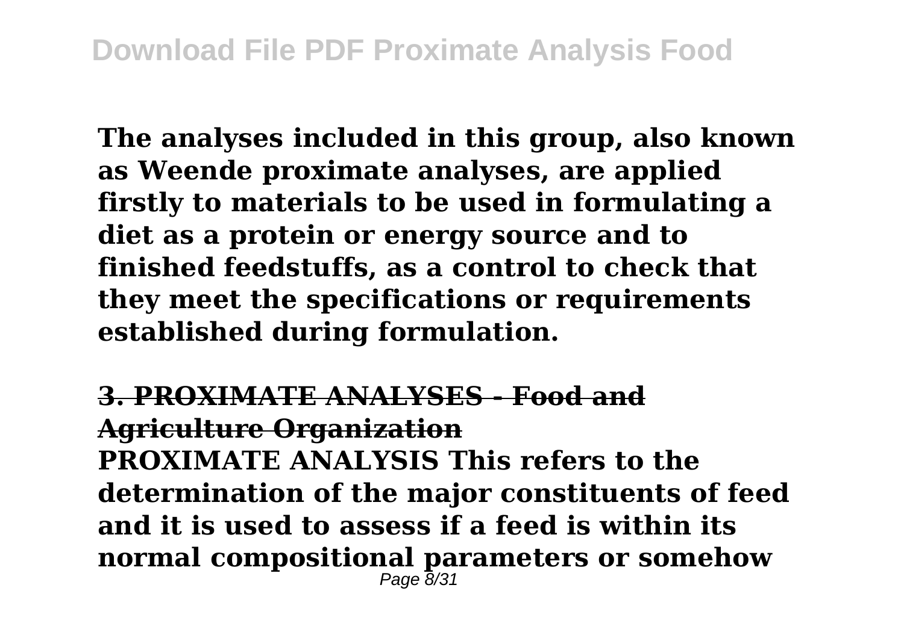**The analyses included in this group, also known as Weende proximate analyses, are applied firstly to materials to be used in formulating a diet as a protein or energy source and to finished feedstuffs, as a control to check that they meet the specifications or requirements established during formulation.**

**3. PROXIMATE ANALYSES - Food and Agriculture Organization**

**PROXIMATE ANALYSIS This refers to the determination of the major constituents of feed and it is used to assess if a feed is within its normal compositional parameters or somehow**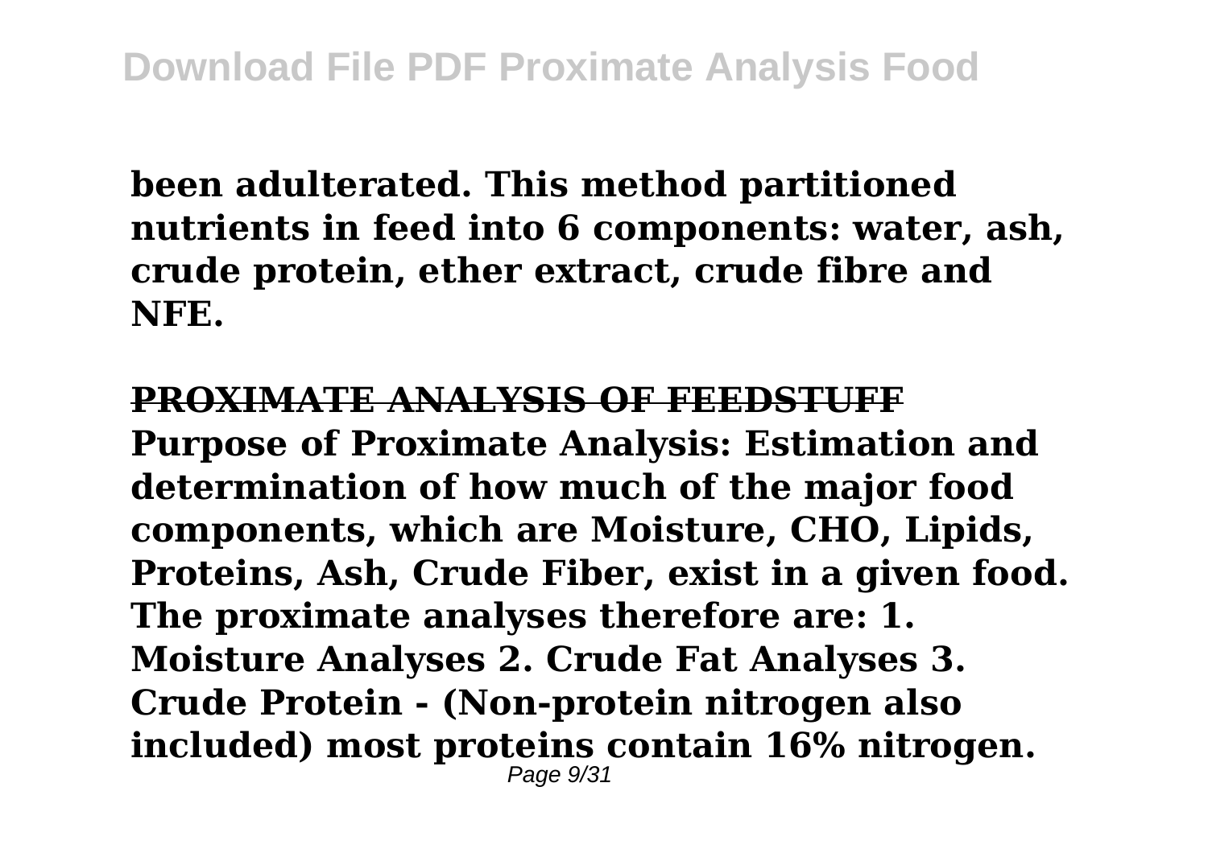**been adulterated. This method partitioned nutrients in feed into 6 components: water, ash, crude protein, ether extract, crude fibre and NFE.**

## PROXIMATE ANALYSIS OF FEEDSTUFF

**Purpose of Proximate Analysis: Estimation and determination of how much of the major food components, which are Moisture, CHO, Lipids, Proteins, Ash, Crude Fiber, exist in a given food. The proximate analyses therefore are: 1. Moisture Analyses 2. Crude Fat Analyses 3. Crude Protein - (Non-protein nitrogen also included) most proteins contain 16% nitrogen.**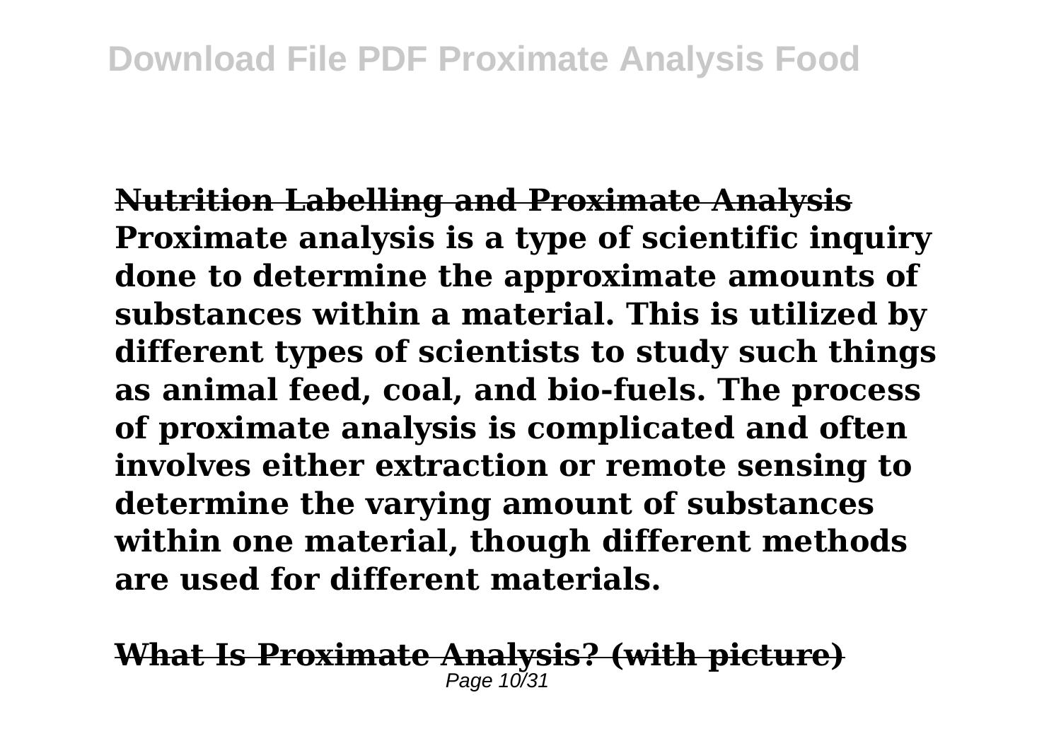**Nutrition Labelling and Proximate Analysis**

**Proximate analysis is a type of scientific inquiry done to determine the approximate amounts of substances within a material. This is utilized by different types of scientists to study such things as animal feed, coal, and bio-fuels. The process of proximate analysis is complicated and often involves either extraction or remote sensing to determine the varying amount of substances within one material, though different methods are used for different materials.**

**What Is Proximate Analysis? (with picture)**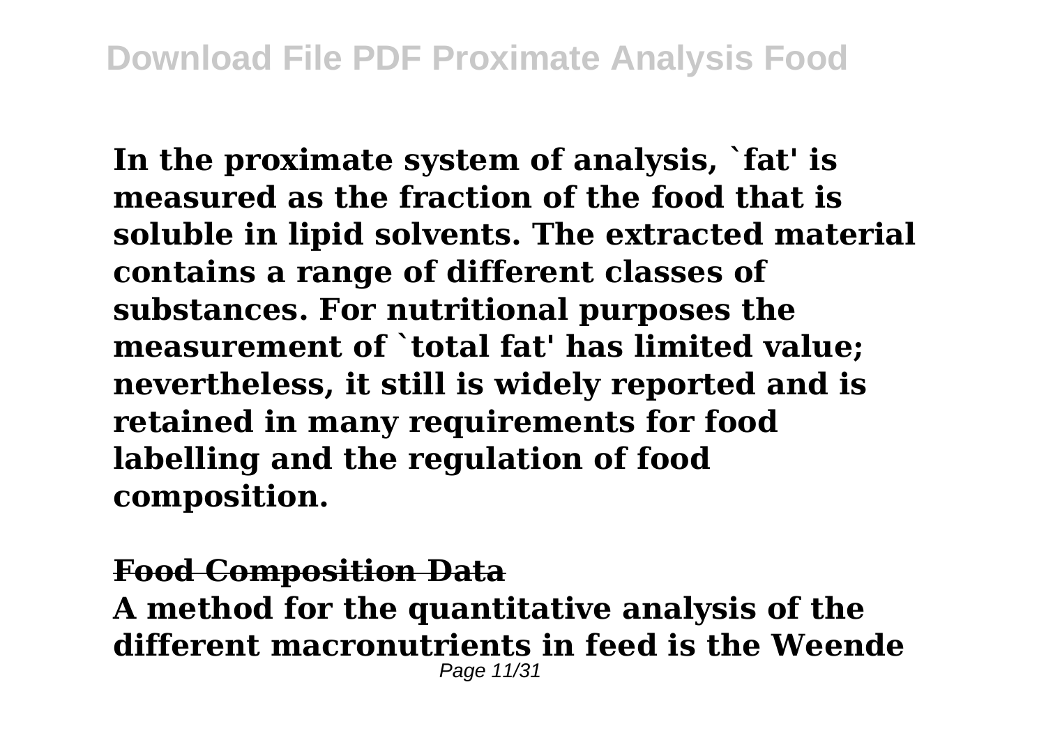**In the proximate system of analysis, `fat' is measured as the fraction of the food that is soluble in lipid solvents. The extracted material contains a range of different classes of substances. For nutritional purposes the measurement of `total fat' has limited value; nevertheless, it still is widely reported and is retained in many requirements for food labelling and the regulation of food composition.**

**Food Composition Data**

**A method for the quantitative analysis of the different macronutrients in feed is the Weende**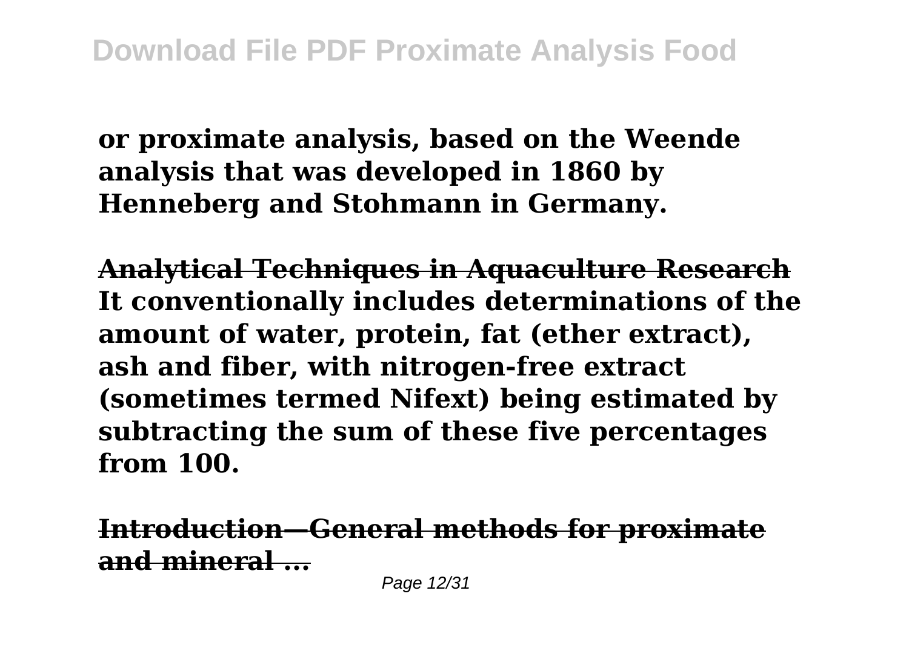**or proximate analysis, based on the Weende analysis that was developed in 1860 by Henneberg and Stohmann in Germany.**

**Analytical Techniques in Aquaculture Research**

**It conventionally includes determinations of the amount of water, protein, fat (ether extract), ash and fiber, with nitrogen-free extract (sometimes termed Nifext) being estimated by subtracting the sum of these five percentages from 100.**

**Introduction—General methods for proximate and mineral ...**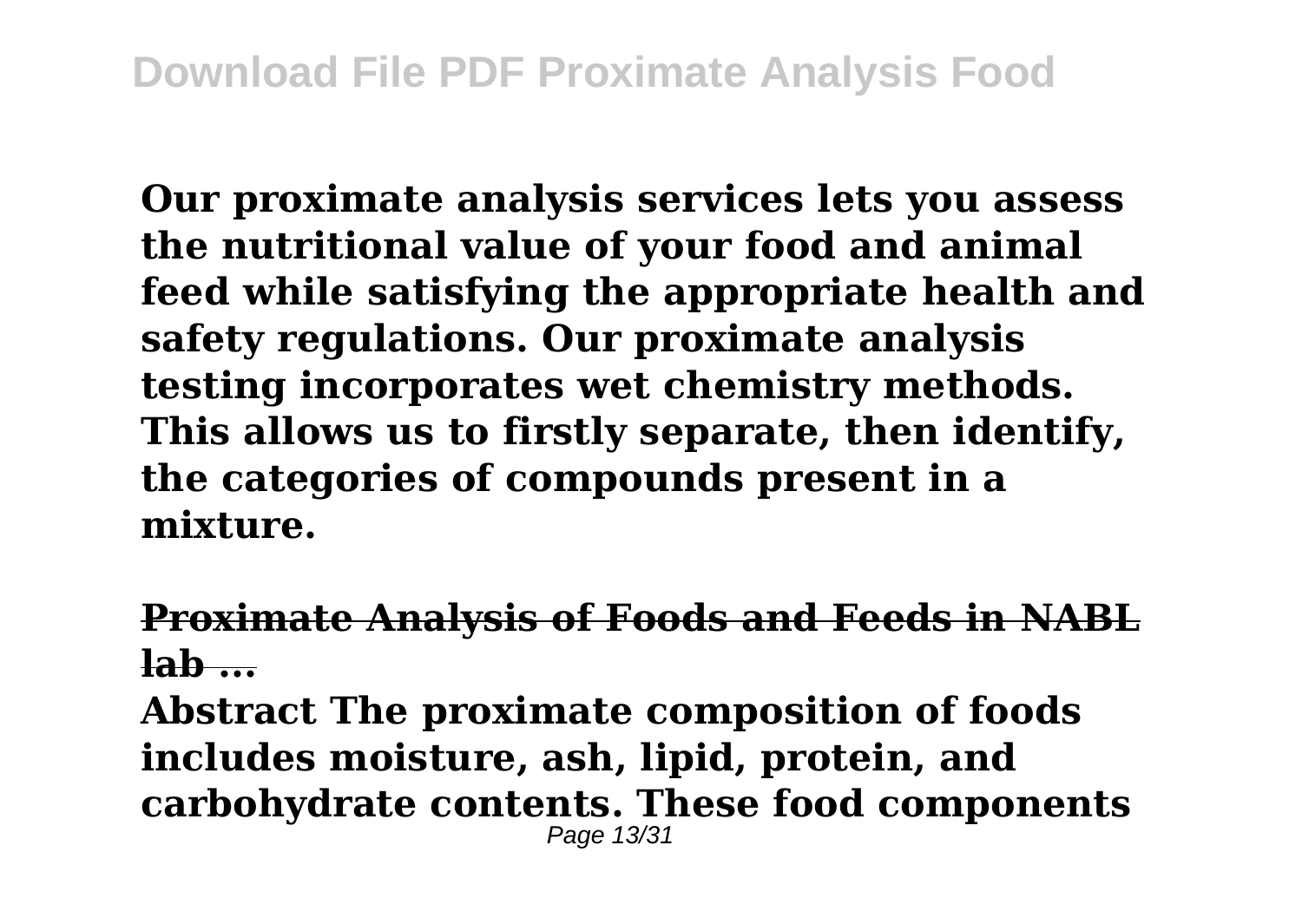**Our proximate analysis services lets you assess the nutritional value of your food and animal feed while satisfying the appropriate health and safety regulations. Our proximate analysis testing incorporates wet chemistry methods. This allows us to firstly separate, then identify, the categories of compounds present in a mixture.**

**Proximate Analysis of Foods and Feeds in NABL lab ...**

**Abstract The proximate composition of foods includes moisture, ash, lipid, protein, and carbohydrate contents. These food components**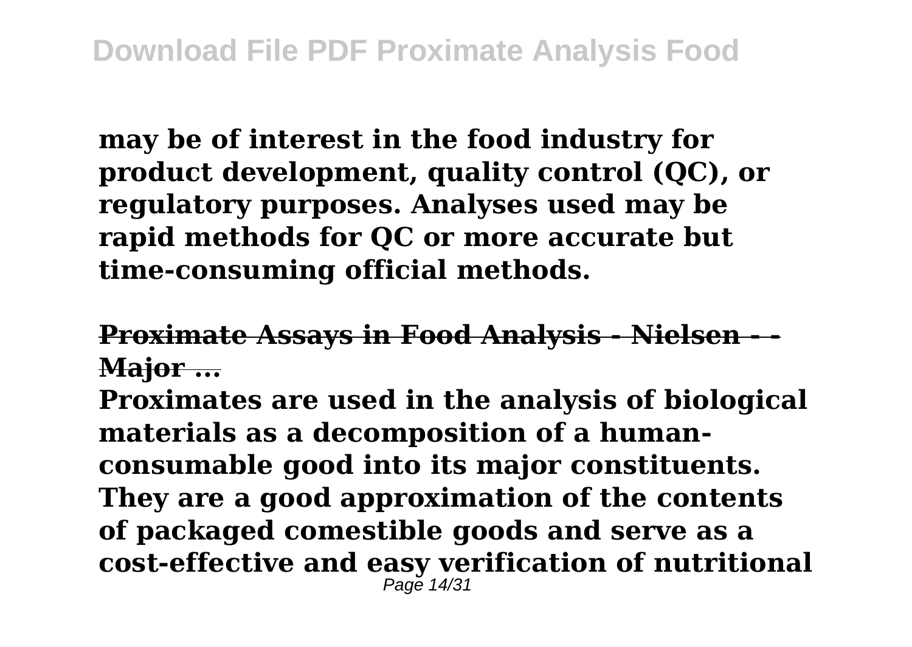**may be of interest in the food industry for product development, quality control (QC), or regulatory purposes. Analyses used may be rapid methods for QC or more accurate but time-consuming official methods.**

**Proximate Assays in Food Analysis - Nielsen - - Major ...**

**Proximates are used in the analysis of biological materials as a decomposition of a human-consumable good into its major constituents. They are a good approximation of the contents of packaged comestible goods and serve as a cost-effective and easy verification of nutritional**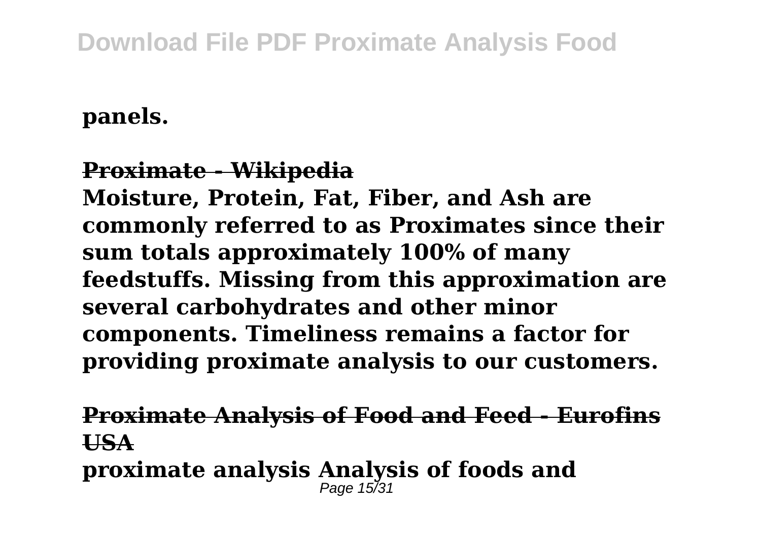**panels.**

**Proximate - Wikipedia**

**Moisture, Protein, Fat, Fiber, and Ash are commonly referred to as Proximates since their sum totals approximately 100% of many feedstuffs. Missing from this approximation are several carbohydrates and other minor components. Timeliness remains a factor for providing proximate analysis to our customers.**

**Proximate Analysis of Food and Feed - Eurofins USA**

**proximate analysis Analysis of foods and**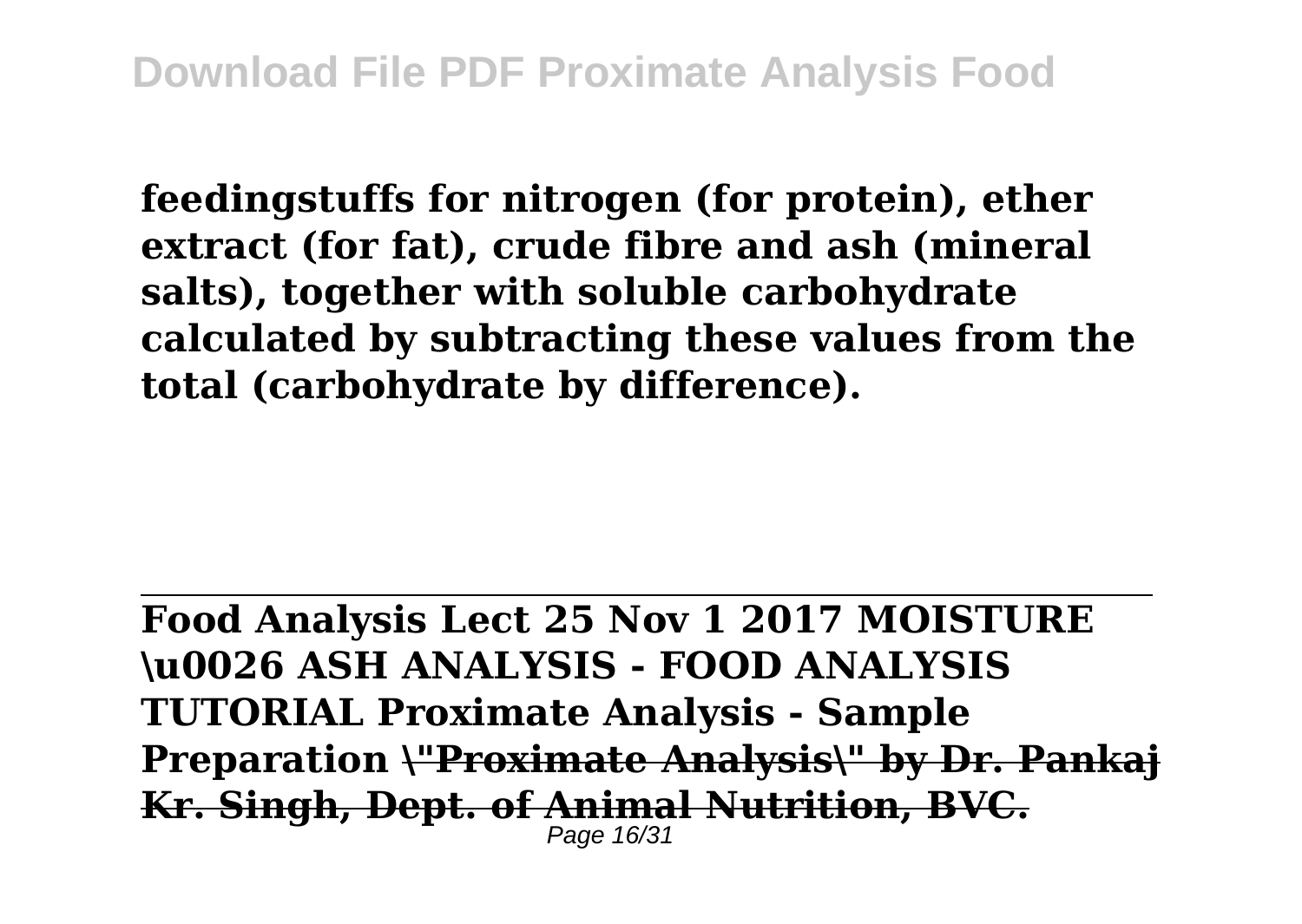**feedingstuffs for nitrogen (for protein), ether extract (for fat), crude fibre and ash (mineral salts), together with soluble carbohydrate calculated by subtracting these values from the total (carbohydrate by difference).**

---

**Food Analysis Lect 25 Nov 1 2017 MOISTURE \u0026 ASH ANALYSIS - FOOD ANALYSIS TUTORIAL Proximate Analysis - Sample Preparation ~~\"Proximate Analysis\" by Dr. Pankaj Kr. Singh, Dept. of Animal Nutrition, BVC.~~**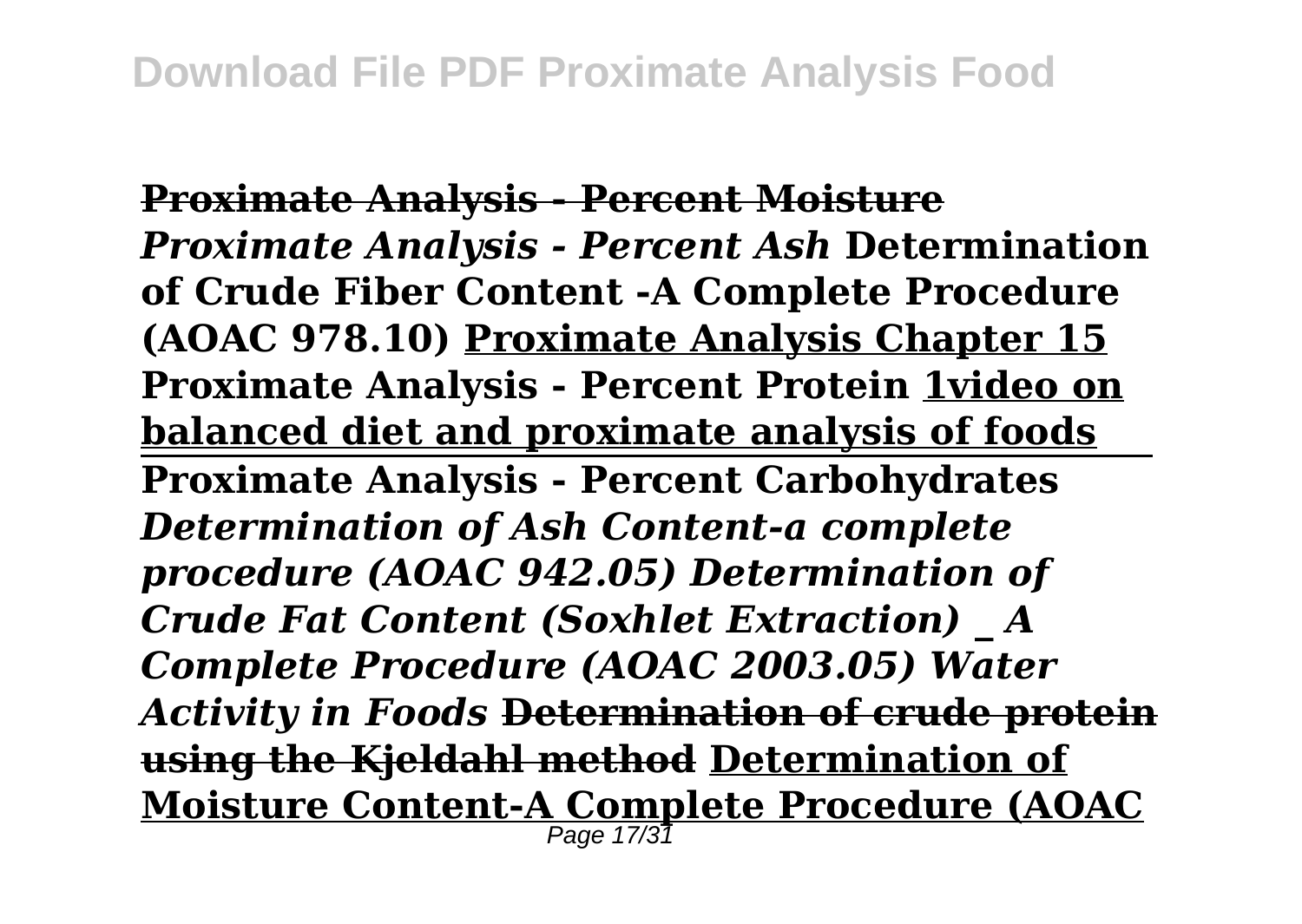**Proximate Analysis - Percent Moisture** ***Proximate Analysis - Percent Ash*** **Determination of Crude Fiber Content -A Complete Procedure (AOAC 978.10)** **Proximate Analysis Chapter 15** **Proximate Analysis - Percent Protein** **1video on balanced diet and proximate analysis of foods**

**Proximate Analysis - Percent Carbohydrates** ***Determination of Ash Content-a complete procedure (AOAC 942.05) Determination of Crude Fat Content (Soxhlet Extraction) _ A Complete Procedure (AOAC 2003.05) Water Activity in Foods*** **Determination of crude protein using the Kjeldahl method** **Determination of Moisture Content-A Complete Procedure (AOAC**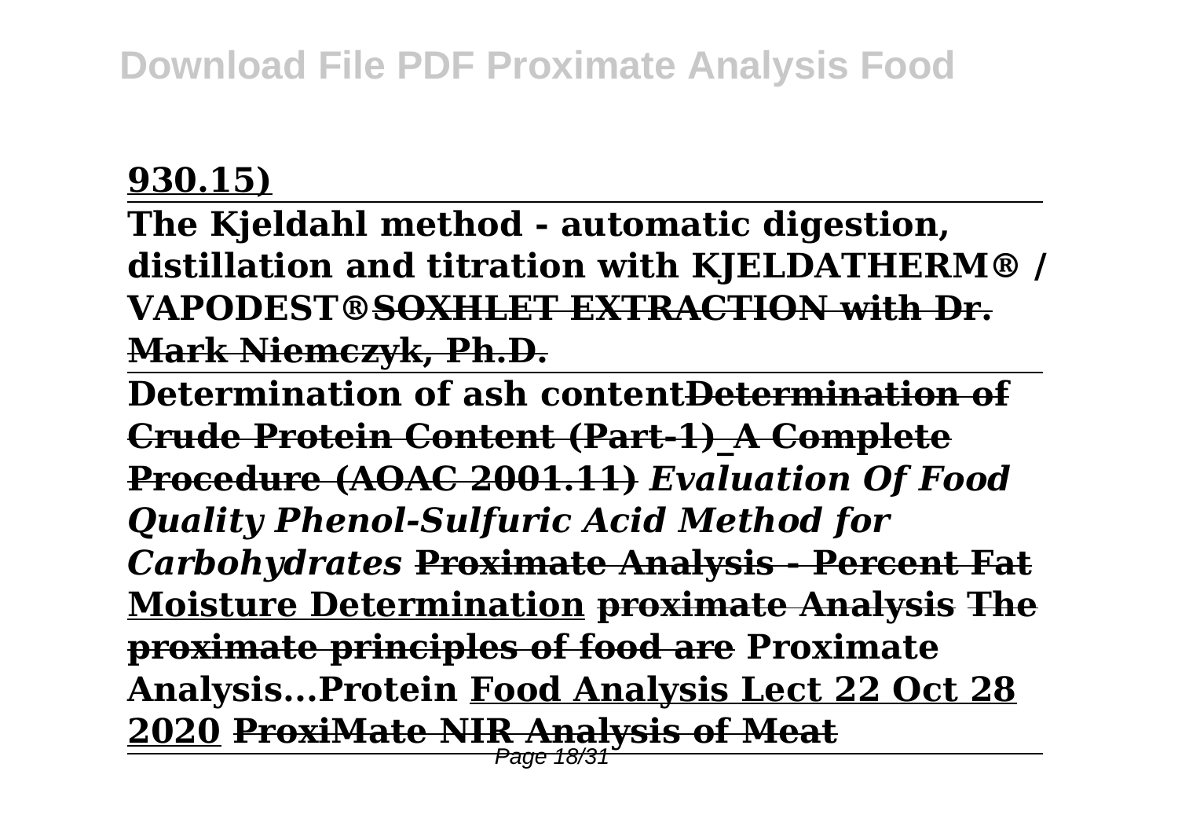**930.15)**

**The Kjeldahl method - automatic digestion, distillation and titration with KJELDATHERM® / VAPODEST®** **~~SOXHLET EXTRACTION with Dr. Mark Niemczyk, Ph.D.~~**

**Determination of ash content** **~~Determination of Crude Protein Content (Part-1)_A Complete Procedure (AOAC 2001.11)~~** ***Evaluation Of Food Quality Phenol-Sulfuric Acid Method for Carbohydrates*** **~~Proximate Analysis - Percent Fat~~** **Moisture Determination** **~~proximate Analysis~~** **~~The proximate principles of food are~~** **Proximate Analysis...Protein** **Food Analysis Lect 22 Oct 28 2020** **~~ProxiMate NIR Analysis of Meat~~**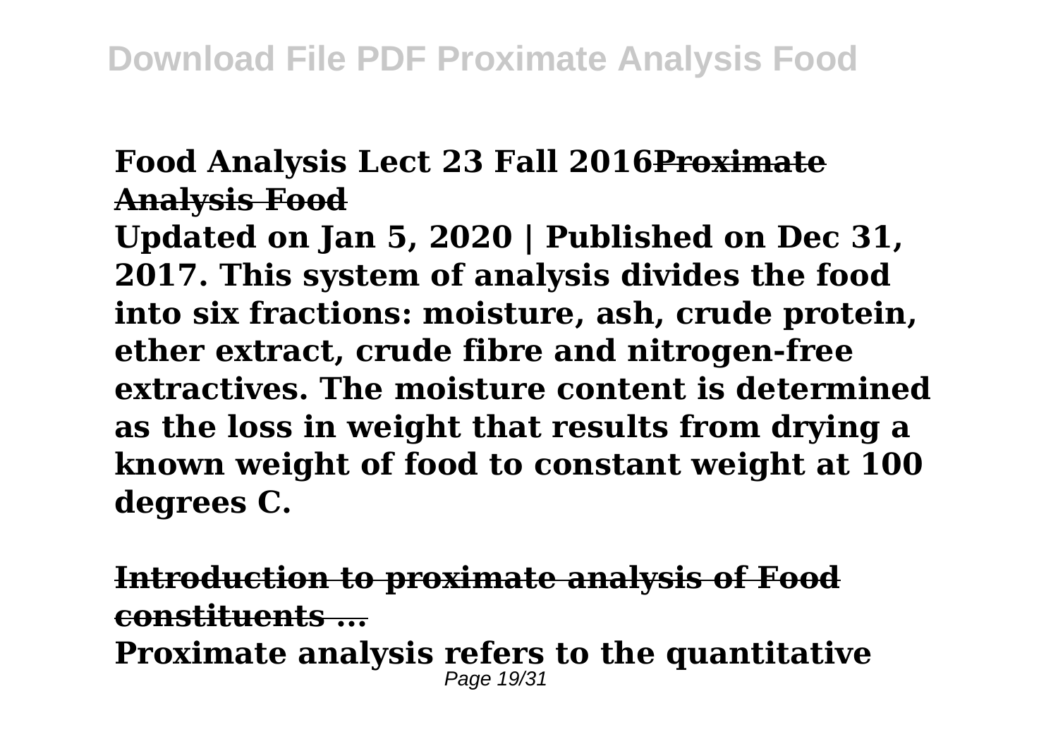**Food Analysis Lect 23 Fall 2016Proximate Analysis Food**

**Updated on Jan 5, 2020 | Published on Dec 31, 2017. This system of analysis divides the food into six fractions: moisture, ash, crude protein, ether extract, crude fibre and nitrogen-free extractives. The moisture content is determined as the loss in weight that results from drying a known weight of food to constant weight at 100 degrees C.**

**Introduction to proximate analysis of Food constituents ...**

**Proximate analysis refers to the quantitative**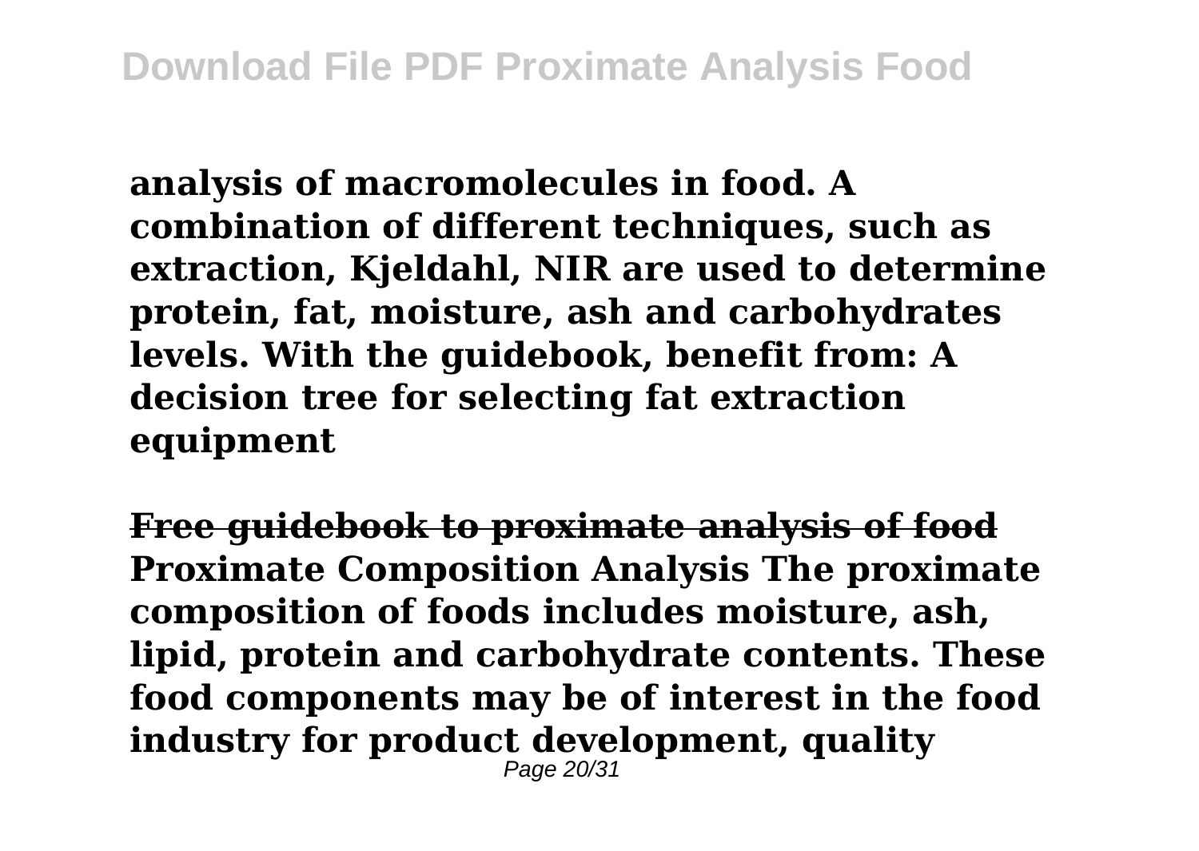**analysis of macromolecules in food. A combination of different techniques, such as extraction, Kjeldahl, NIR are used to determine protein, fat, moisture, ash and carbohydrates levels. With the guidebook, benefit from: A decision tree for selecting fat extraction equipment**

**Free guidebook to proximate analysis of food**

**Proximate Composition Analysis The proximate composition of foods includes moisture, ash, lipid, protein and carbohydrate contents. These food components may be of interest in the food industry for product development, quality**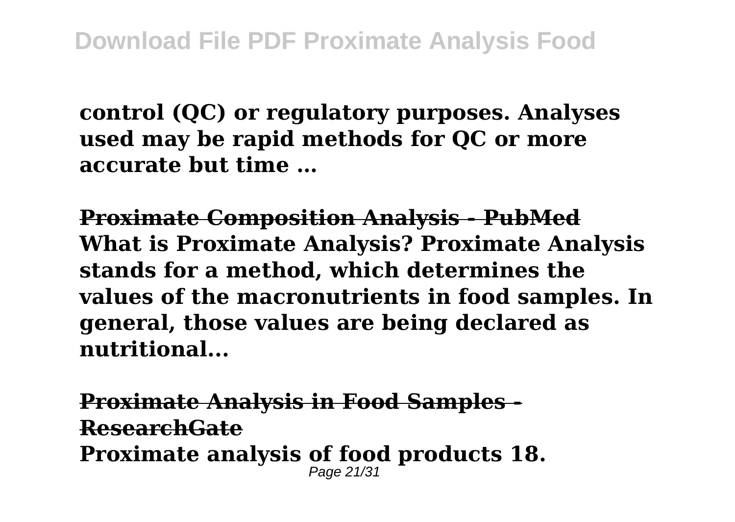**control (QC) or regulatory purposes. Analyses used may be rapid methods for QC or more accurate but time …**

**Proximate Composition Analysis - PubMed**
**What is Proximate Analysis? Proximate Analysis stands for a method, which determines the values of the macronutrients in food samples. In general, those values are being declared as nutritional...**

**Proximate Analysis in Food Samples - ResearchGate**
**Proximate analysis of food products 18.**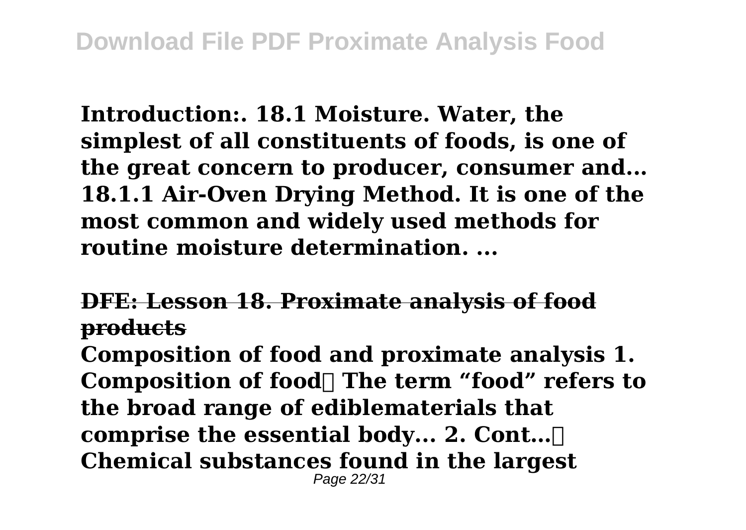**Introduction:. 18.1 Moisture. Water, the simplest of all constituents of foods, is one of the great concern to producer, consumer and... 18.1.1 Air-Oven Drying Method. It is one of the most common and widely used methods for routine moisture determination. ...**

## ~~DFE: Lesson 18. Proximate analysis of food products~~

**Composition of food and proximate analysis 1. Composition of food The term "food" refers to the broad range of ediblematerials that comprise the essential body... 2. Cont… Chemical substances found in the largest**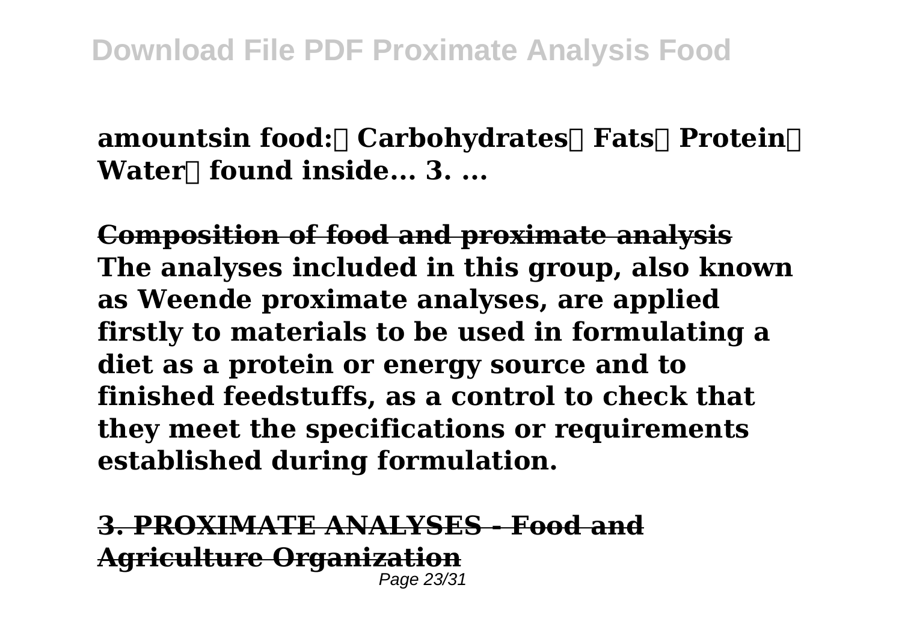**amountsin food: Carbohydrates Fats Protein Water found inside... 3. ...**

**Composition of food and proximate analysis**

**The analyses included in this group, also known as Weende proximate analyses, are applied firstly to materials to be used in formulating a diet as a protein or energy source and to finished feedstuffs, as a control to check that they meet the specifications or requirements established during formulation.**

**3. PROXIMATE ANALYSES - Food and Agriculture Organization**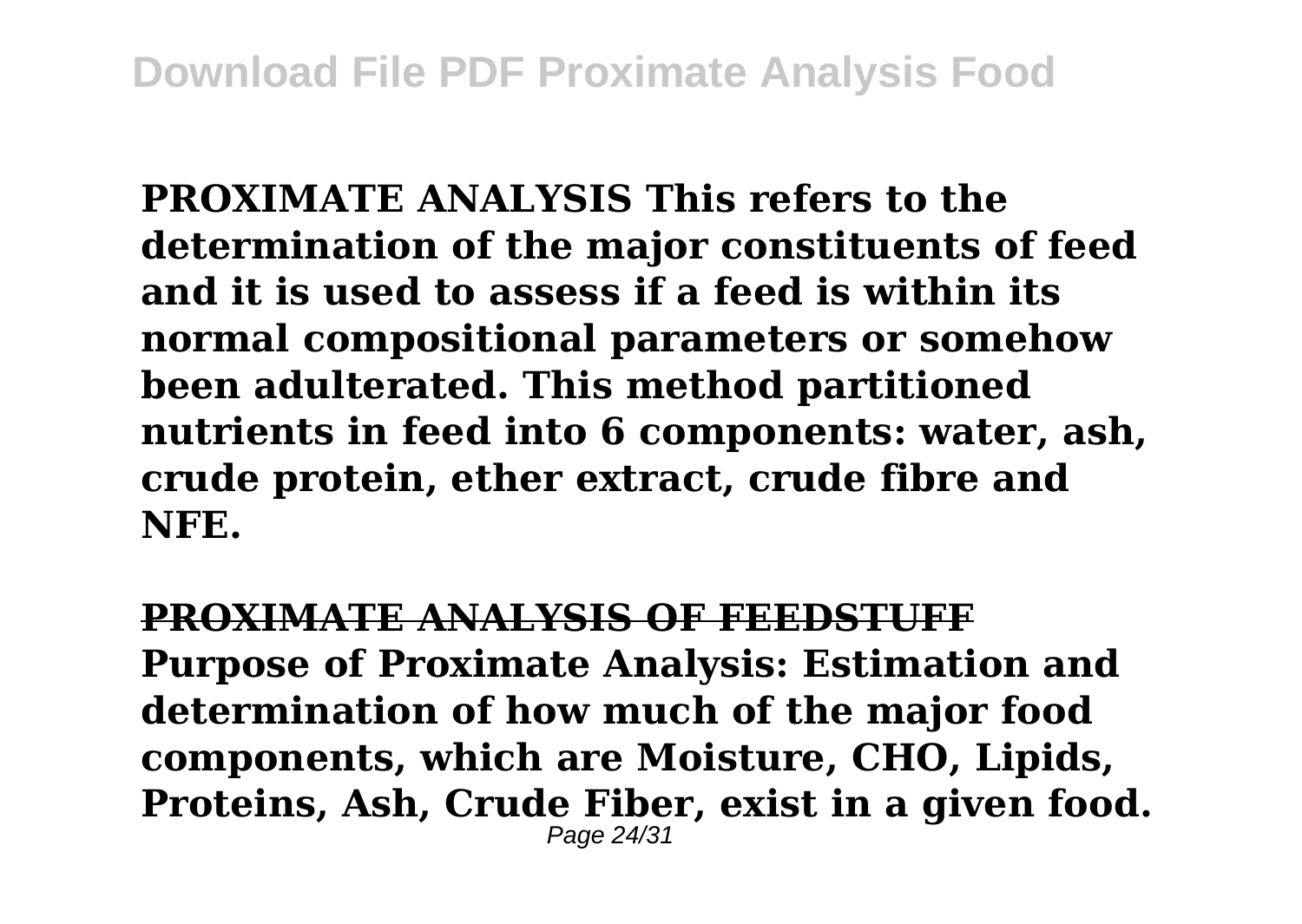**PROXIMATE ANALYSIS This refers to the determination of the major constituents of feed and it is used to assess if a feed is within its normal compositional parameters or somehow been adulterated. This method partitioned nutrients in feed into 6 components: water, ash, crude protein, ether extract, crude fibre and NFE.**

## PROXIMATE ANALYSIS OF FEEDSTUFF

**Purpose of Proximate Analysis: Estimation and determination of how much of the major food components, which are Moisture, CHO, Lipids, Proteins, Ash, Crude Fiber, exist in a given food.**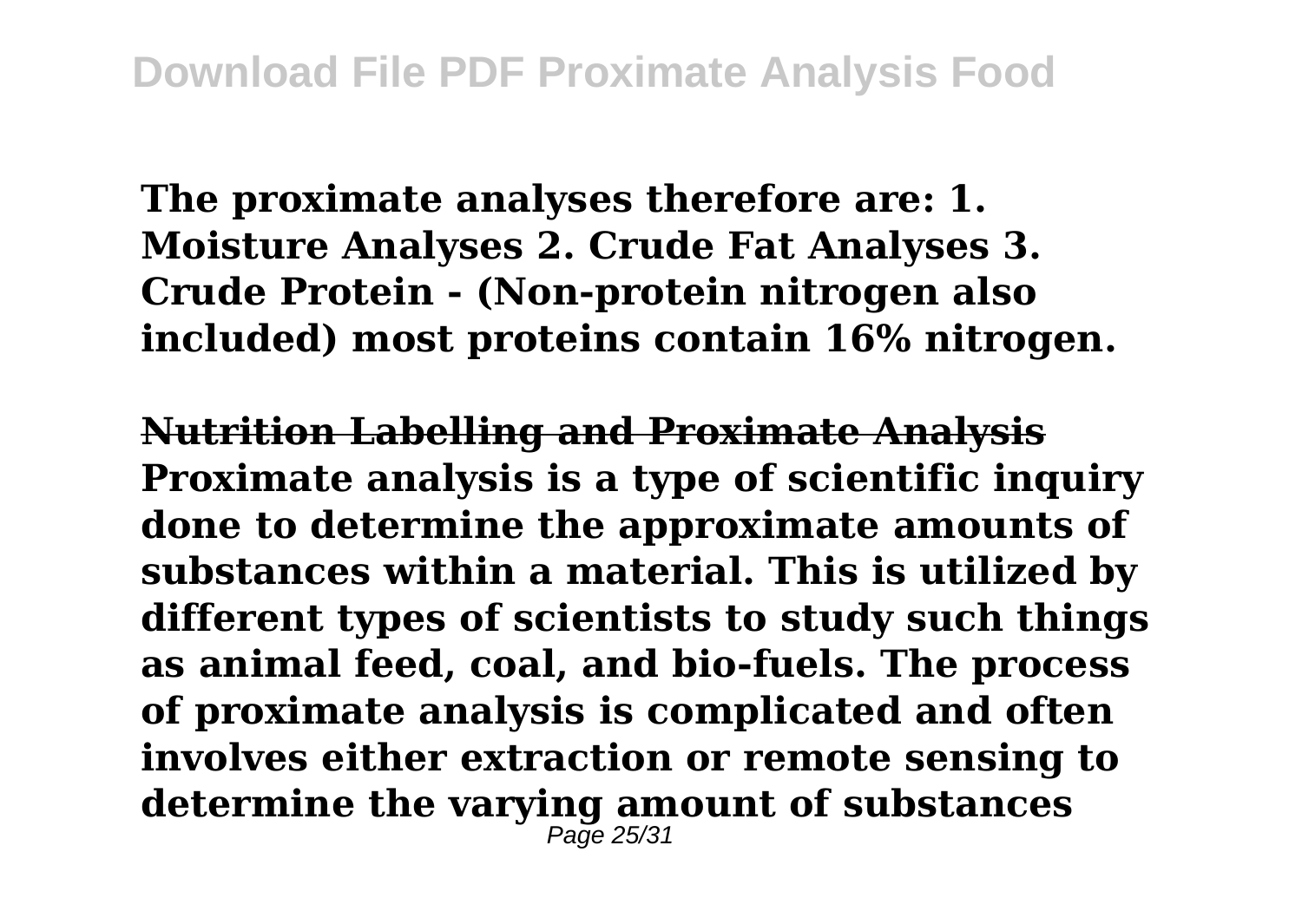**The proximate analyses therefore are: 1. Moisture Analyses 2. Crude Fat Analyses 3. Crude Protein - (Non-protein nitrogen also included) most proteins contain 16% nitrogen.**

**Nutrition Labelling and Proximate Analysis**

**Proximate analysis is a type of scientific inquiry done to determine the approximate amounts of substances within a material. This is utilized by different types of scientists to study such things as animal feed, coal, and bio-fuels. The process of proximate analysis is complicated and often involves either extraction or remote sensing to determine the varying amount of substances**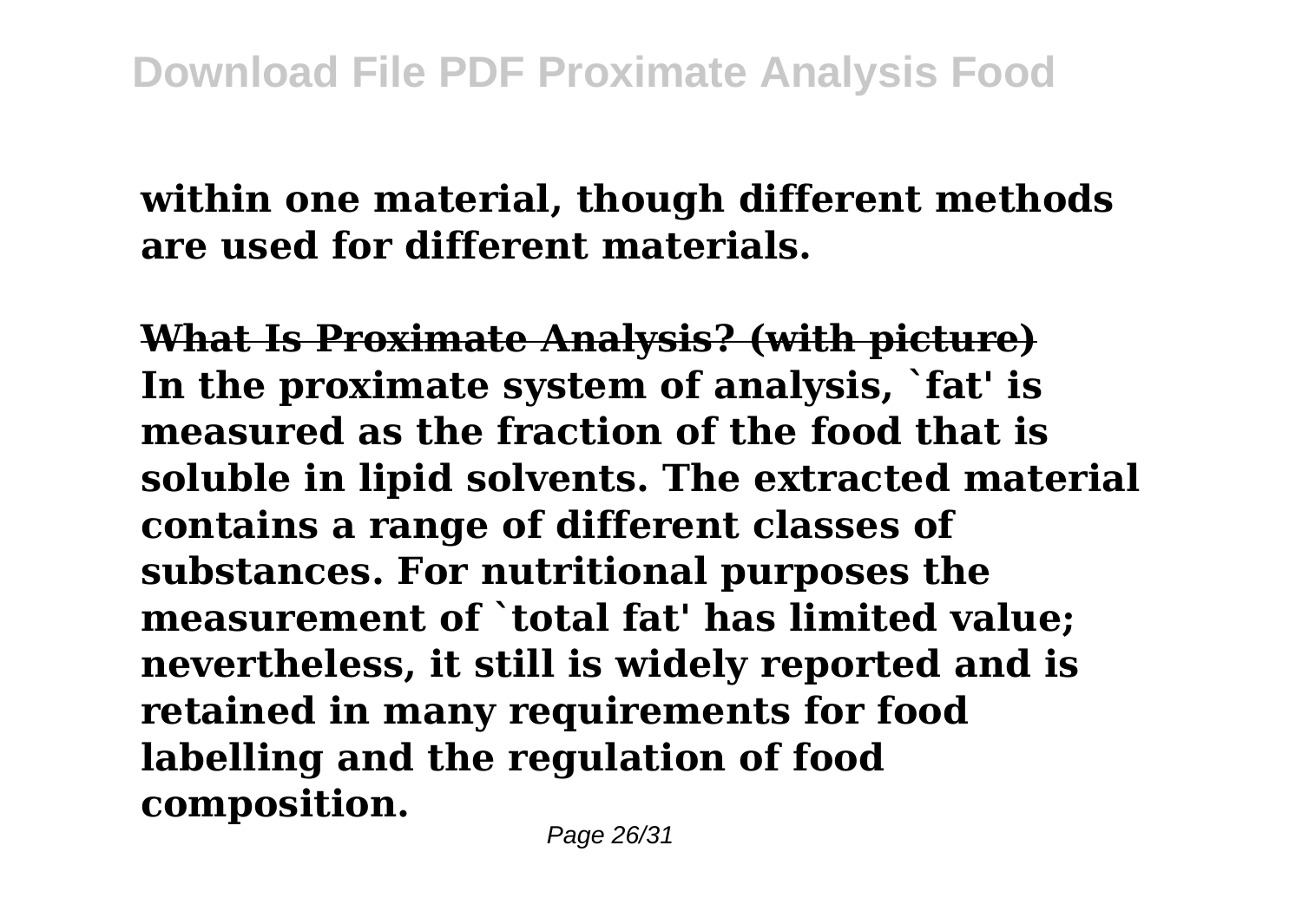**within one material, though different methods are used for different materials.**

**What Is Proximate Analysis? (with picture)**

**In the proximate system of analysis, `fat' is measured as the fraction of the food that is soluble in lipid solvents. The extracted material contains a range of different classes of substances. For nutritional purposes the measurement of `total fat' has limited value; nevertheless, it still is widely reported and is retained in many requirements for food labelling and the regulation of food composition.**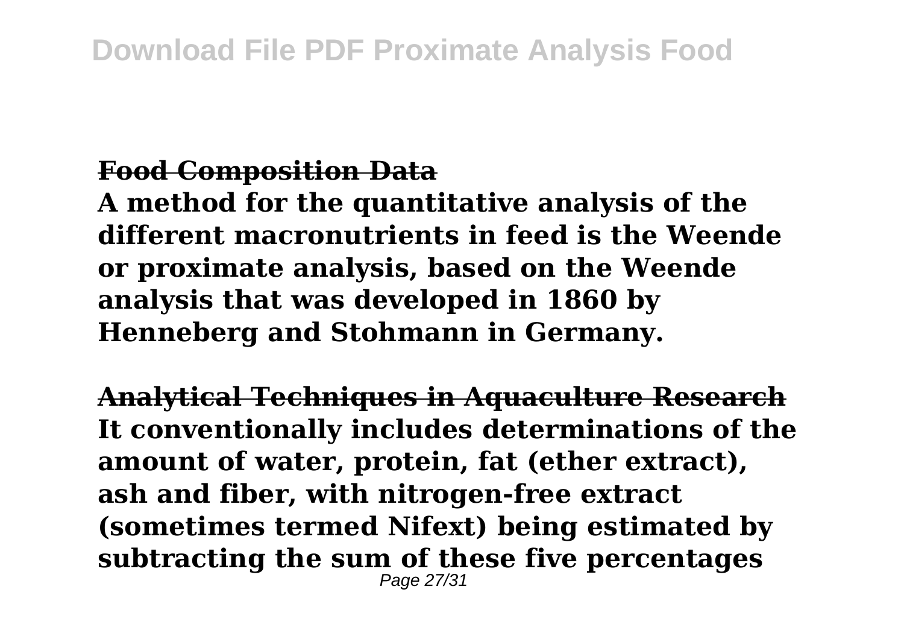**Food Composition Data**

**A method for the quantitative analysis of the different macronutrients in feed is the Weende or proximate analysis, based on the Weende analysis that was developed in 1860 by Henneberg and Stohmann in Germany.**

**Analytical Techniques in Aquaculture Research**

**It conventionally includes determinations of the amount of water, protein, fat (ether extract), ash and fiber, with nitrogen-free extract (sometimes termed Nifext) being estimated by subtracting the sum of these five percentages**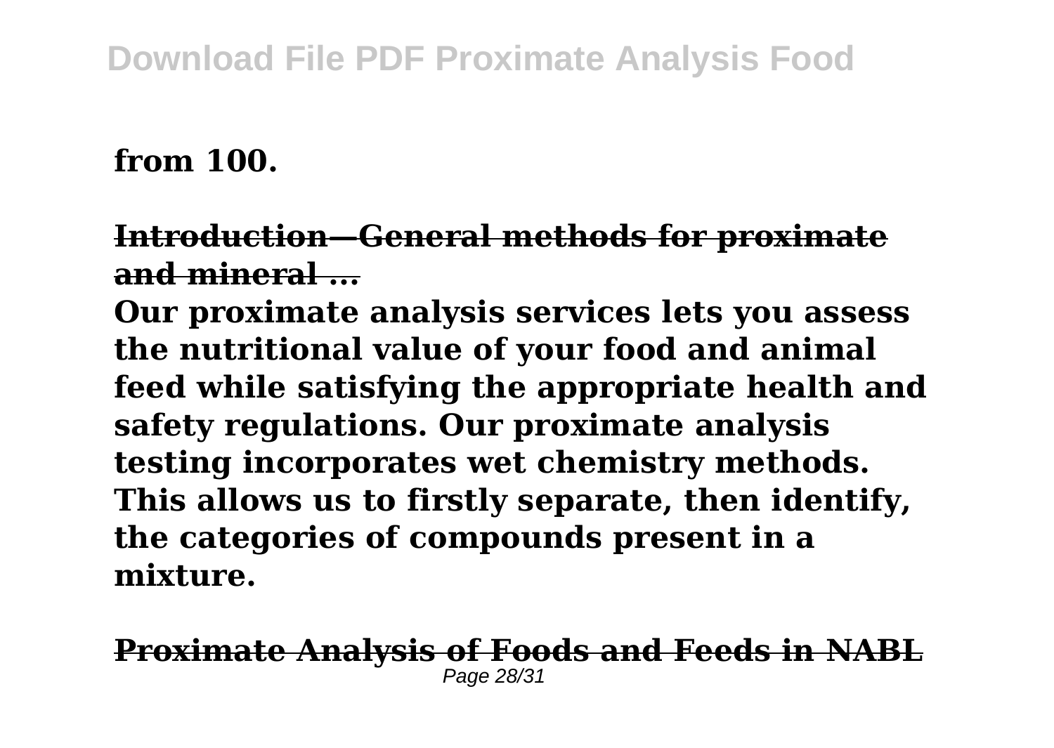**from 100.**

**Introduction—General methods for proximate and mineral ...**

**Our proximate analysis services lets you assess the nutritional value of your food and animal feed while satisfying the appropriate health and safety regulations. Our proximate analysis testing incorporates wet chemistry methods. This allows us to firstly separate, then identify, the categories of compounds present in a mixture.**

**Proximate Analysis of Foods and Feeds in NABL**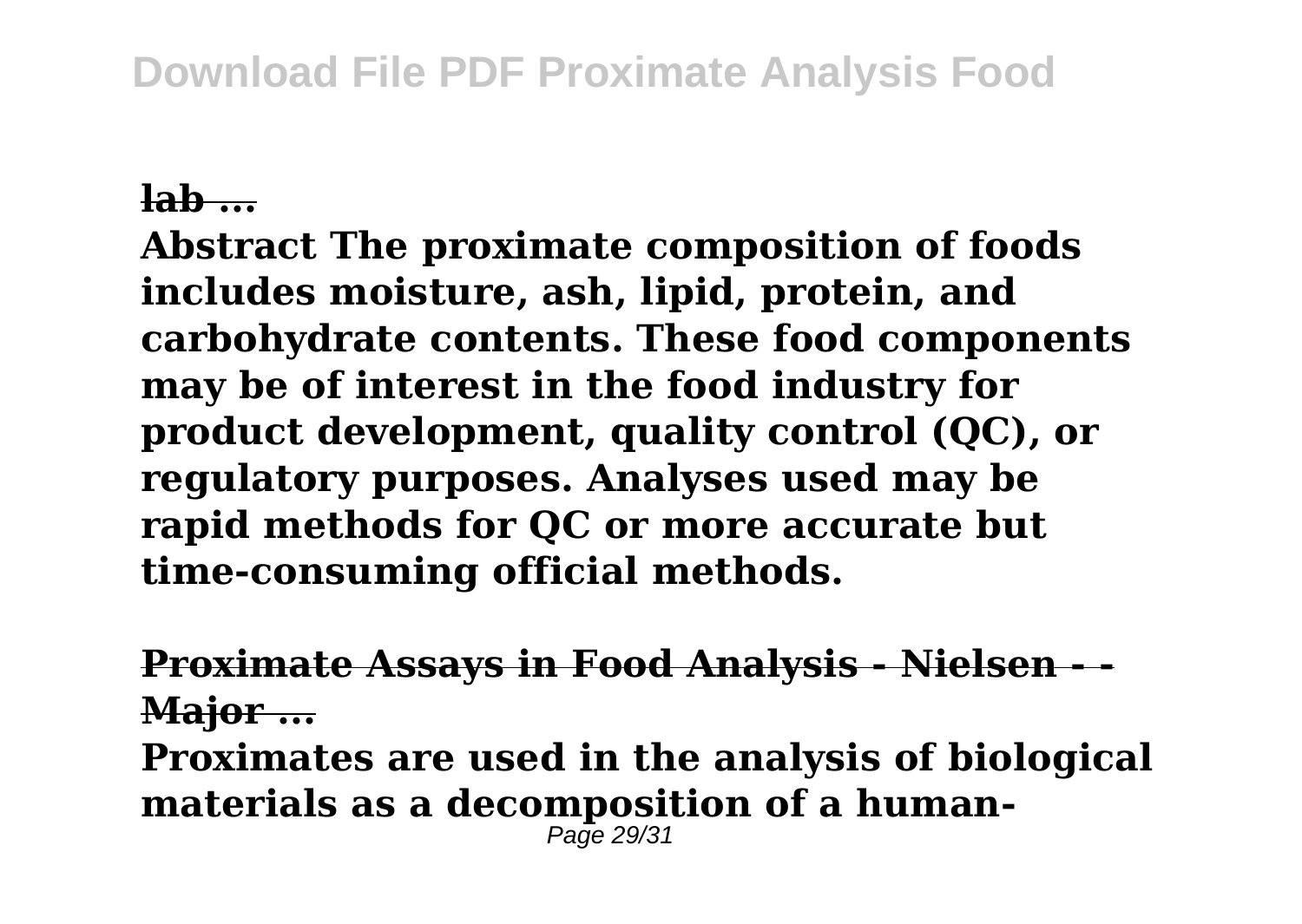**lab ...**

**Abstract The proximate composition of foods includes moisture, ash, lipid, protein, and carbohydrate contents. These food components may be of interest in the food industry for product development, quality control (QC), or regulatory purposes. Analyses used may be rapid methods for QC or more accurate but time-consuming official methods.**

**Proximate Assays in Food Analysis - Nielsen - - Major ...**

**Proximates are used in the analysis of biological materials as a decomposition of a human-**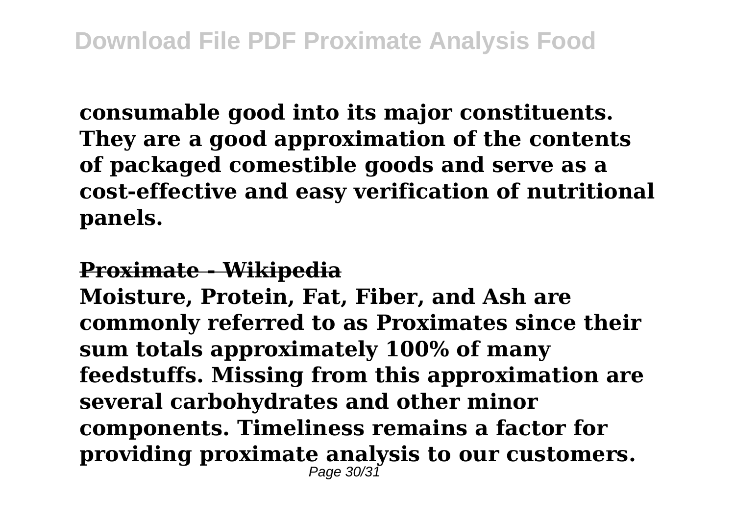**consumable good into its major constituents. They are a good approximation of the contents of packaged comestible goods and serve as a cost-effective and easy verification of nutritional panels.**

## Proximate - Wikipedia

**Moisture, Protein, Fat, Fiber, and Ash are commonly referred to as Proximates since their sum totals approximately 100% of many feedstuffs. Missing from this approximation are several carbohydrates and other minor components. Timeliness remains a factor for providing proximate analysis to our customers.**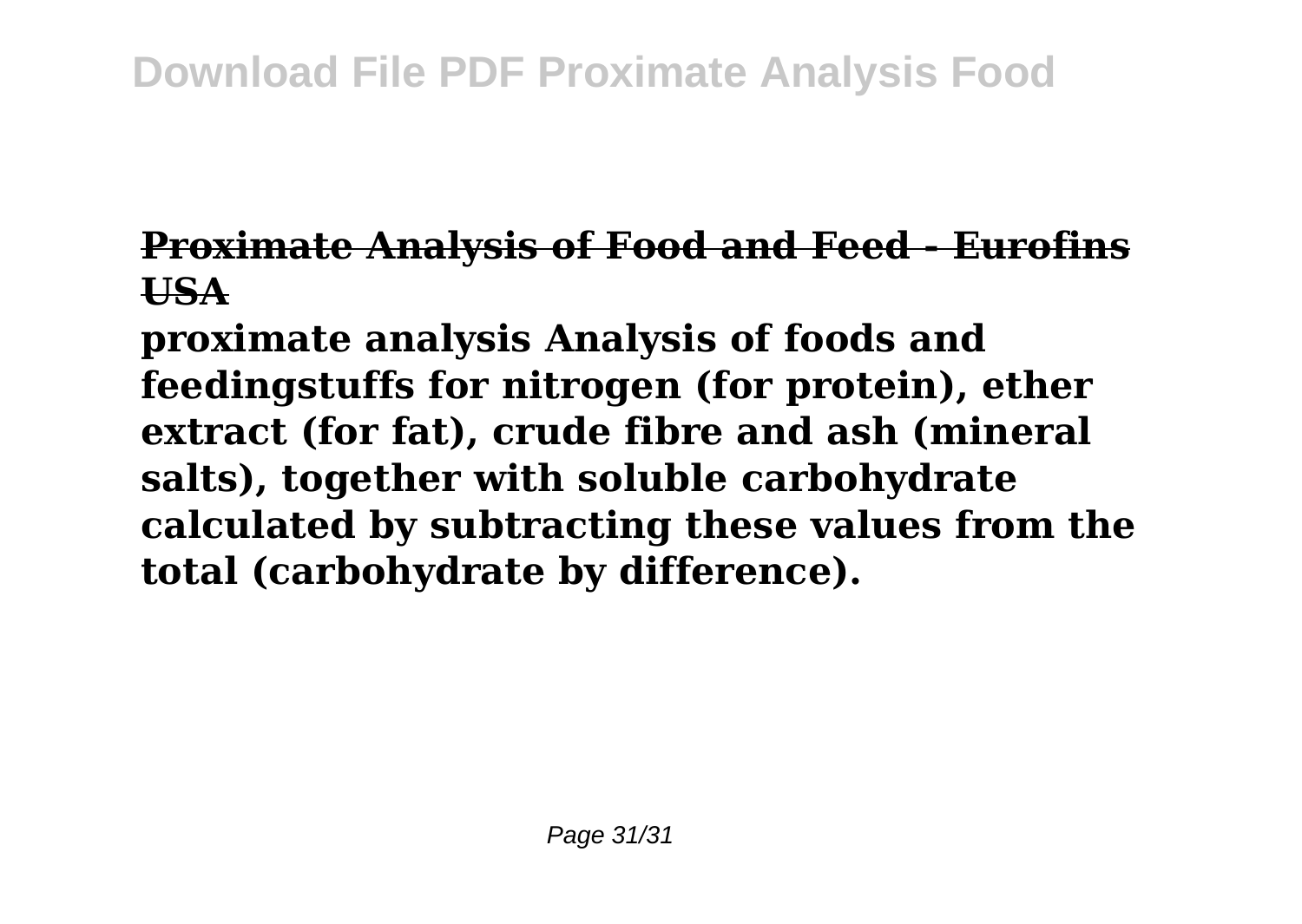**Proximate Analysis of Food and Feed - Eurofins USA**

**proximate analysis Analysis of foods and feedingstuffs for nitrogen (for protein), ether extract (for fat), crude fibre and ash (mineral salts), together with soluble carbohydrate calculated by subtracting these values from the total (carbohydrate by difference).**